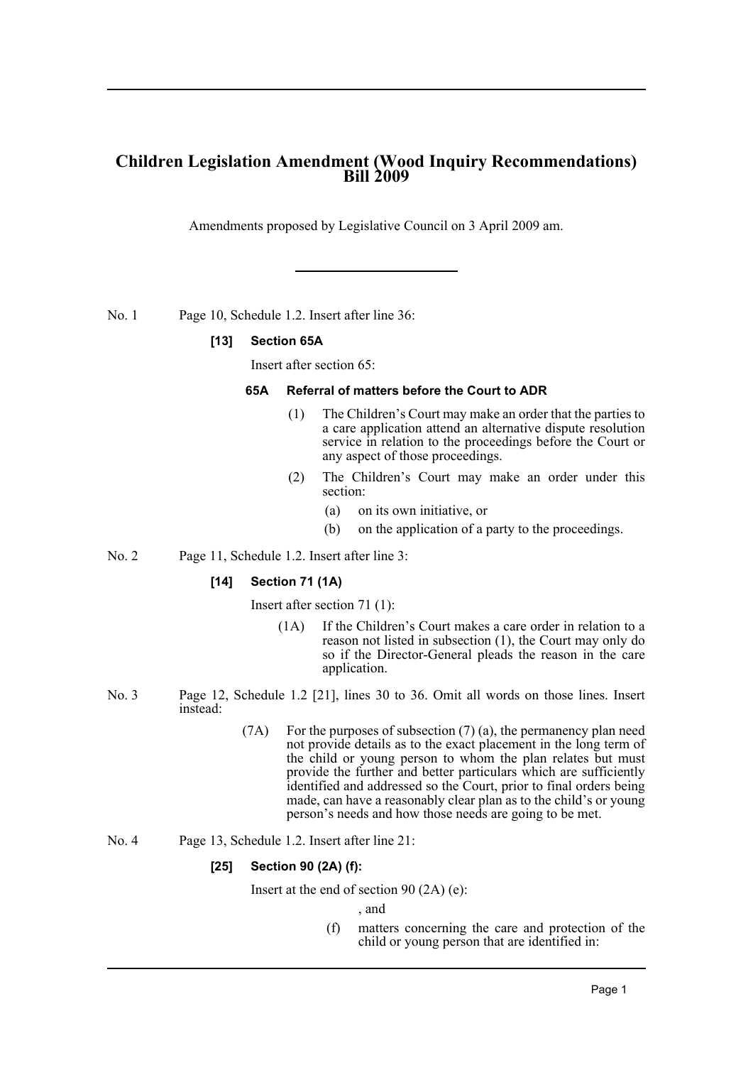# Children Legislation Amendment (Wood Inquiry Recommendations) Bill 2009

Amendments proposed by Legislative Council on 3 April 2009 am.

---

No. 1 Page 10, Schedule 1.2. Insert after line 36:

**[13] Section 65A**

Insert after section 65:

**65A Referral of matters before the Court to ADR**

(1) The Children's Court may make an order that the parties to a care application attend an alternative dispute resolution service in relation to the proceedings before the Court or any aspect of those proceedings.

(2) The Children's Court may make an order under this section:

(a) on its own initiative, or

(b) on the application of a party to the proceedings.

No. 2 Page 11, Schedule 1.2. Insert after line 3:

**[14] Section 71 (1A)**

Insert after section 71 (1):

(1A) If the Children's Court makes a care order in relation to a reason not listed in subsection (1), the Court may only do so if the Director-General pleads the reason in the care application.

No. 3 Page 12, Schedule 1.2 [21], lines 30 to 36. Omit all words on those lines. Insert instead:

(7A) For the purposes of subsection (7) (a), the permanency plan need not provide details as to the exact placement in the long term of the child or young person to whom the plan relates but must provide the further and better particulars which are sufficiently identified and addressed so the Court, prior to final orders being made, can have a reasonably clear plan as to the child's or young person's needs and how those needs are going to be met.

No. 4 Page 13, Schedule 1.2. Insert after line 21:

**[25] Section 90 (2A) (f):**

Insert at the end of section 90 (2A) (e):

, and

(f) matters concerning the care and protection of the child or young person that are identified in: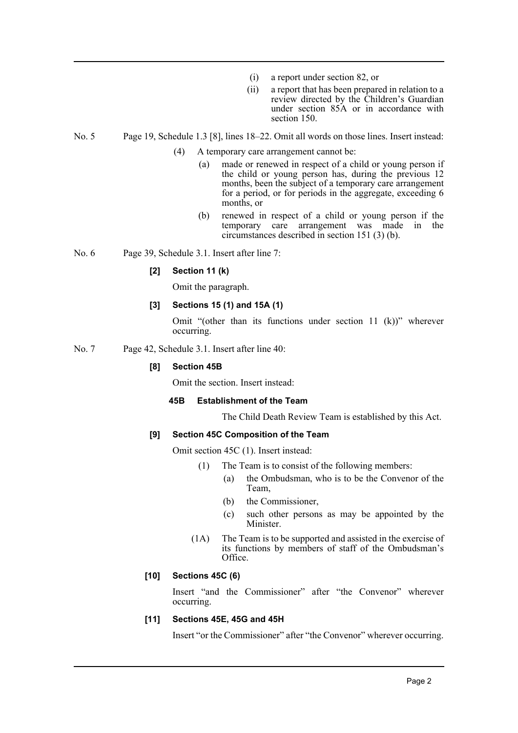(i) a report under section 82, or

(ii) a report that has been prepared in relation to a review directed by the Children's Guardian under section 85A or in accordance with section 150.

No. 5 Page 19, Schedule 1.3 [8], lines 18–22. Omit all words on those lines. Insert instead:

(4) A temporary care arrangement cannot be:

(a) made or renewed in respect of a child or young person if the child or young person has, during the previous 12 months, been the subject of a temporary care arrangement for a period, or for periods in the aggregate, exceeding 6 months, or

(b) renewed in respect of a child or young person if the temporary care arrangement was made in the circumstances described in section 151 (3) (b).

No. 6 Page 39, Schedule 3.1. Insert after line 7:

**[2] Section 11 (k)**

Omit the paragraph.

**[3] Sections 15 (1) and 15A (1)**

Omit "(other than its functions under section 11 (k))" wherever occurring.

No. 7 Page 42, Schedule 3.1. Insert after line 40:

**[8] Section 45B**

Omit the section. Insert instead:

**45B Establishment of the Team**

The Child Death Review Team is established by this Act.

**[9] Section 45C Composition of the Team**

Omit section 45C (1). Insert instead:

(1) The Team is to consist of the following members:

(a) the Ombudsman, who is to be the Convenor of the Team,

(b) the Commissioner,

(c) such other persons as may be appointed by the Minister.

(1A) The Team is to be supported and assisted in the exercise of its functions by members of staff of the Ombudsman's Office.

**[10] Sections 45C (6)**

Insert "and the Commissioner" after "the Convenor" wherever occurring.

**[11] Sections 45E, 45G and 45H**

Insert "or the Commissioner" after "the Convenor" wherever occurring.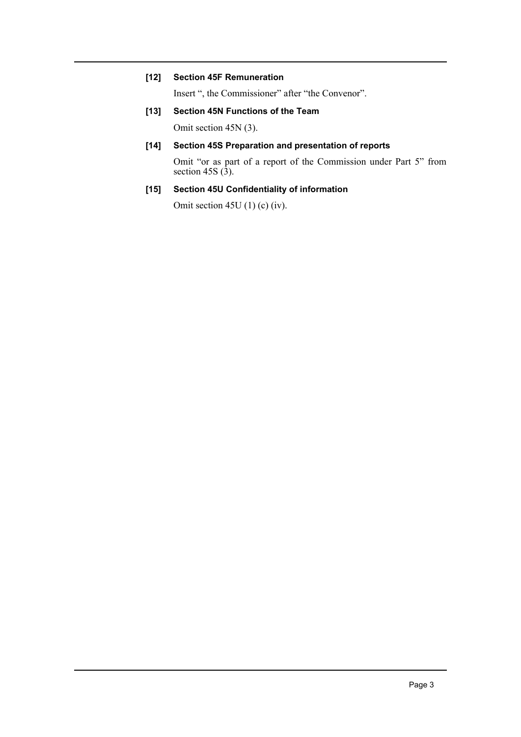**[12] Section 45F Remuneration**

Insert ", the Commissioner" after "the Convenor".

**[13] Section 45N Functions of the Team**

Omit section 45N (3).

**[14] Section 45S Preparation and presentation of reports**

Omit "or as part of a report of the Commission under Part 5" from section 45S (3).

**[15] Section 45U Confidentiality of information**

Omit section 45U (1) (c) (iv).